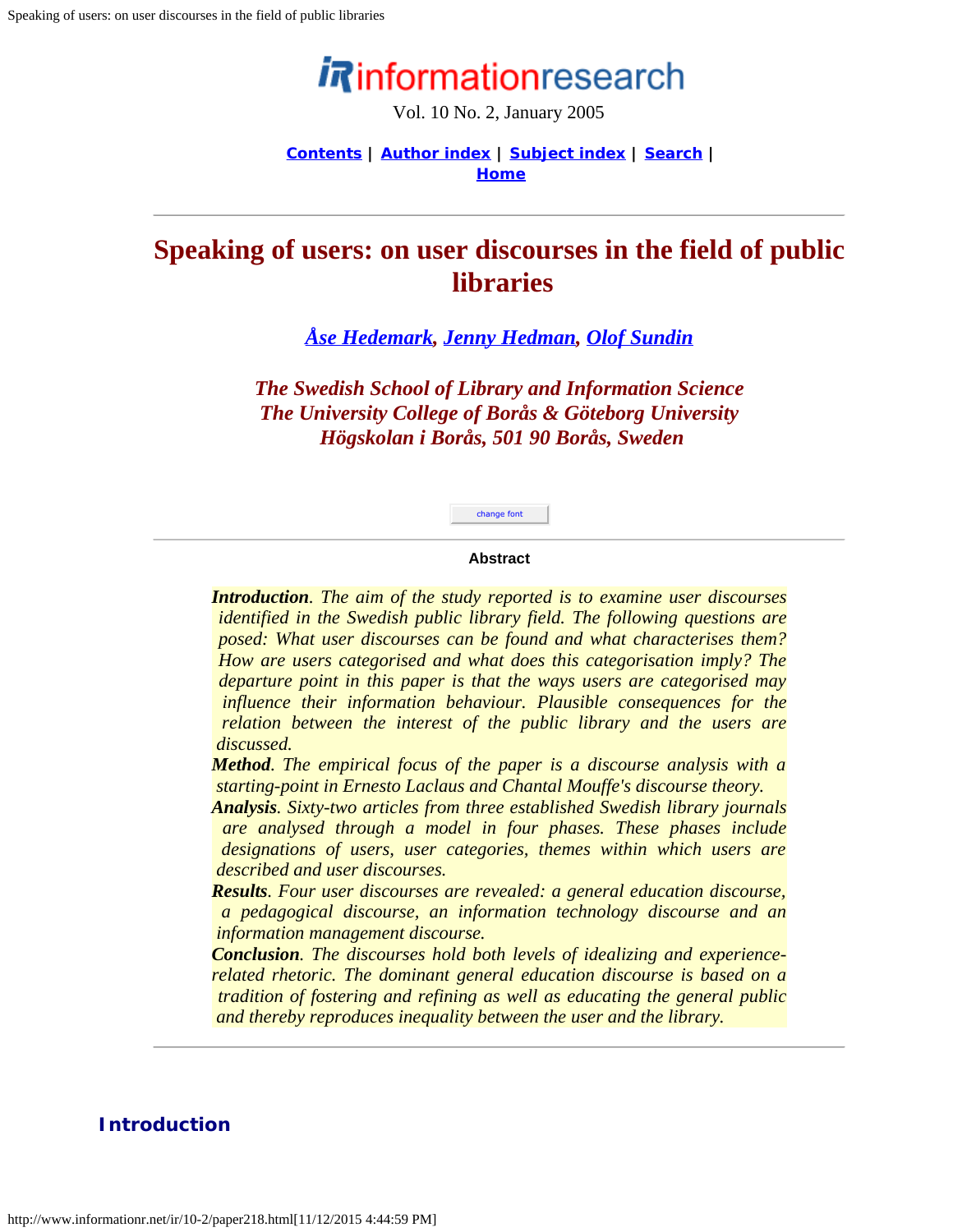# Speaking of users: on user discourses in the field of public libraries

*Åse Hedemark, Jenny Hedman, Olof Sundin*

*The Swedish School of Library and Information Science*
*The University College of Borås & Göteborg University*
*Högskolan i Borås, 501 90 Borås, Sweden*

### Abstract

***Introduction**. The aim of the study reported is to examine user discourses identified in the Swedish public library field. The following questions are posed: What user discourses can be found and what characterises them? How are users categorised and what does this categorisation imply? The departure point in this paper is that the ways users are categorised may influence their information behaviour. Plausible consequences for the relation between the interest of the public library and the users are discussed.*

***Method**. The empirical focus of the paper is a discourse analysis with a starting-point in Ernesto Laclaus and Chantal Mouffe's discourse theory.*

***Analysis**. Sixty-two articles from three established Swedish library journals are analysed through a model in four phases. These phases include designations of users, user categories, themes within which users are described and user discourses.*

***Results**. Four user discourses are revealed: a general education discourse, a pedagogical discourse, an information technology discourse and an information management discourse.*

***Conclusion**. The discourses hold both levels of idealizing and experience-related rhetoric. The dominant general education discourse is based on a tradition of fostering and refining as well as educating the general public and thereby reproduces inequality between the user and the library.*

## Introduction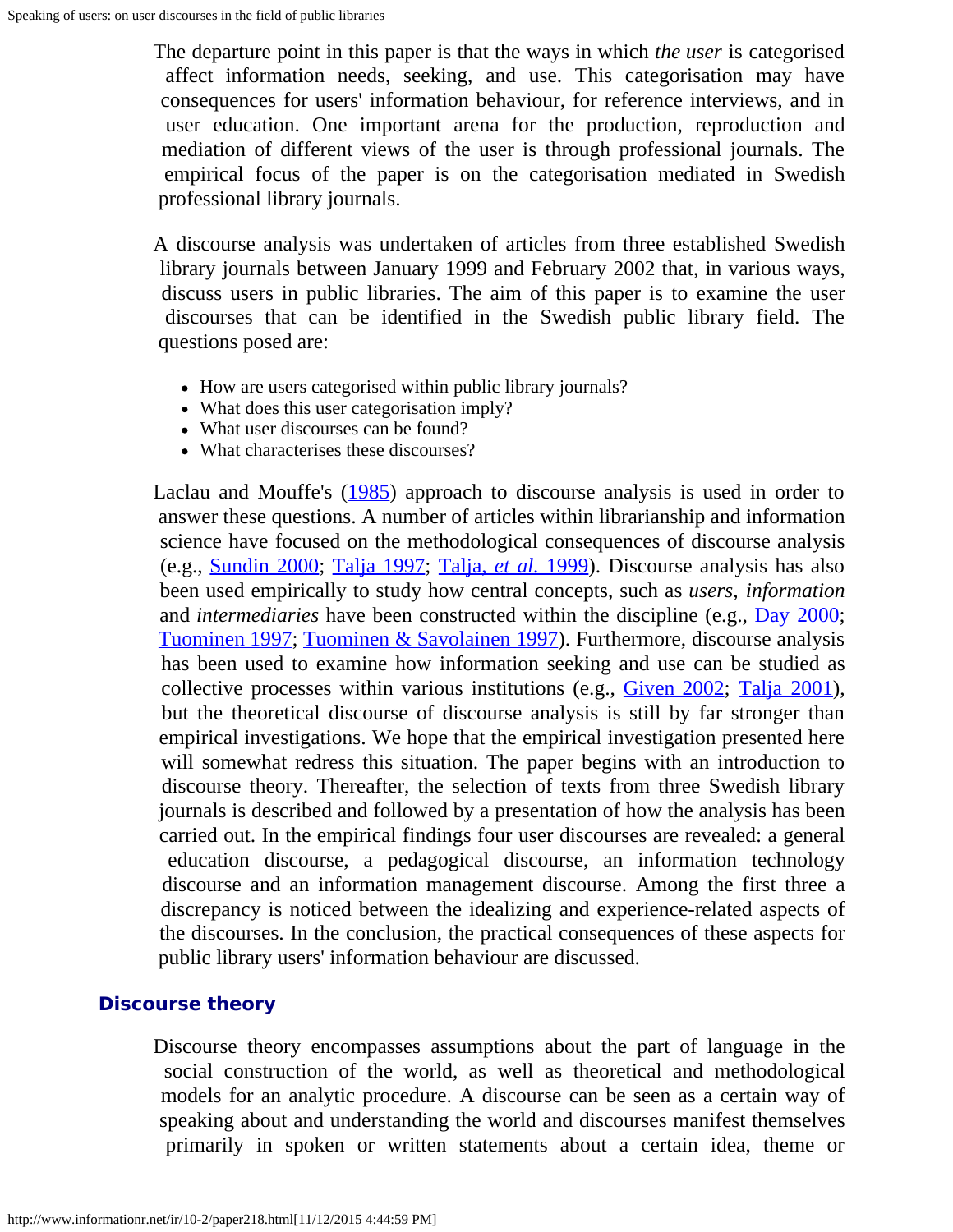The departure point in this paper is that the ways in which *the user* is categorised affect information needs, seeking, and use. This categorisation may have consequences for users' information behaviour, for reference interviews, and in user education. One important arena for the production, reproduction and mediation of different views of the user is through professional journals. The empirical focus of the paper is on the categorisation mediated in Swedish professional library journals.

A discourse analysis was undertaken of articles from three established Swedish library journals between January 1999 and February 2002 that, in various ways, discuss users in public libraries. The aim of this paper is to examine the user discourses that can be identified in the Swedish public library field. The questions posed are:

- How are users categorised within public library journals?
- What does this user categorisation imply?
- What user discourses can be found?
- What characterises these discourses?

Laclau and Mouffe's (1985) approach to discourse analysis is used in order to answer these questions. A number of articles within librarianship and information science have focused on the methodological consequences of discourse analysis (e.g., Sundin 2000; Talja 1997; Talja, *et al.* 1999). Discourse analysis has also been used empirically to study how central concepts, such as *users*, *information* and *intermediaries* have been constructed within the discipline (e.g., Day 2000; Tuominen 1997; Tuominen & Savolainen 1997). Furthermore, discourse analysis has been used to examine how information seeking and use can be studied as collective processes within various institutions (e.g., Given 2002; Talja 2001), but the theoretical discourse of discourse analysis is still by far stronger than empirical investigations. We hope that the empirical investigation presented here will somewhat redress this situation. The paper begins with an introduction to discourse theory. Thereafter, the selection of texts from three Swedish library journals is described and followed by a presentation of how the analysis has been carried out. In the empirical findings four user discourses are revealed: a general education discourse, a pedagogical discourse, an information technology discourse and an information management discourse. Among the first three a discrepancy is noticed between the idealizing and experience-related aspects of the discourses. In the conclusion, the practical consequences of these aspects for public library users' information behaviour are discussed.

## Discourse theory

Discourse theory encompasses assumptions about the part of language in the social construction of the world, as well as theoretical and methodological models for an analytic procedure. A discourse can be seen as a certain way of speaking about and understanding the world and discourses manifest themselves primarily in spoken or written statements about a certain idea, theme or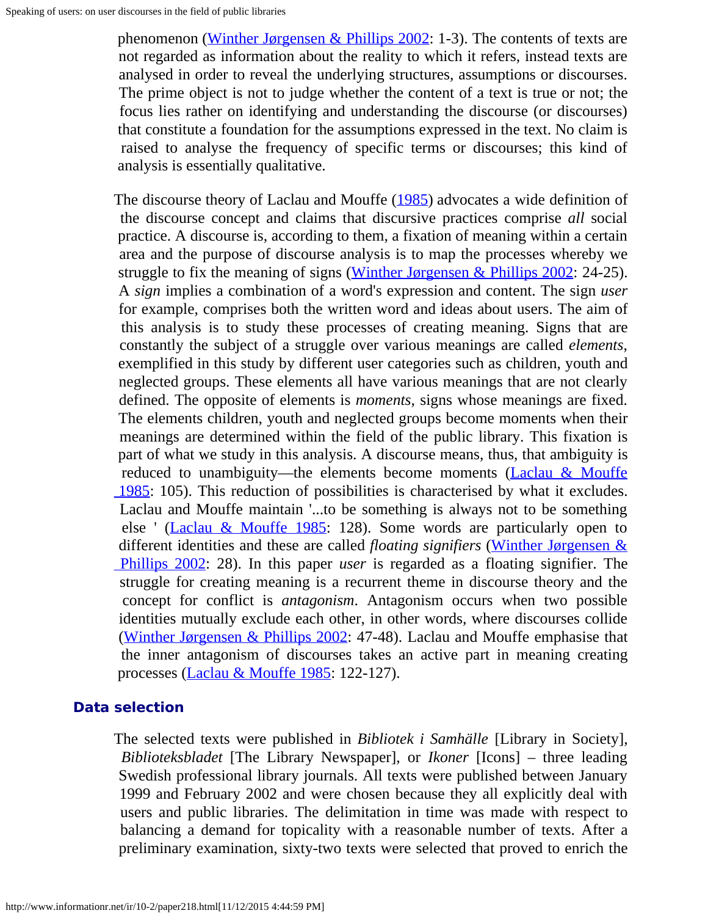phenomenon (Winther Jørgensen & Phillips 2002: 1-3). The contents of texts are not regarded as information about the reality to which it refers, instead texts are analysed in order to reveal the underlying structures, assumptions or discourses. The prime object is not to judge whether the content of a text is true or not; the focus lies rather on identifying and understanding the discourse (or discourses) that constitute a foundation for the assumptions expressed in the text. No claim is raised to analyse the frequency of specific terms or discourses; this kind of analysis is essentially qualitative.

The discourse theory of Laclau and Mouffe (1985) advocates a wide definition of the discourse concept and claims that discursive practices comprise *all* social practice. A discourse is, according to them, a fixation of meaning within a certain area and the purpose of discourse analysis is to map the processes whereby we struggle to fix the meaning of signs (Winther Jørgensen & Phillips 2002: 24-25). A *sign* implies a combination of a word's expression and content. The sign *user* for example, comprises both the written word and ideas about users. The aim of this analysis is to study these processes of creating meaning. Signs that are constantly the subject of a struggle over various meanings are called *elements*, exemplified in this study by different user categories such as children, youth and neglected groups. These elements all have various meanings that are not clearly defined. The opposite of elements is *moments*, signs whose meanings are fixed. The elements children, youth and neglected groups become moments when their meanings are determined within the field of the public library. This fixation is part of what we study in this analysis. A discourse means, thus, that ambiguity is reduced to unambiguity—the elements become moments (Laclau & Mouffe 1985: 105). This reduction of possibilities is characterised by what it excludes. Laclau and Mouffe maintain '...to be something is always not to be something else ' (Laclau & Mouffe 1985: 128). Some words are particularly open to different identities and these are called *floating signifiers* (Winther Jørgensen & Phillips 2002: 28). In this paper *user* is regarded as a floating signifier. The struggle for creating meaning is a recurrent theme in discourse theory and the concept for conflict is *antagonism*. Antagonism occurs when two possible identities mutually exclude each other, in other words, where discourses collide (Winther Jørgensen & Phillips 2002: 47-48). Laclau and Mouffe emphasise that the inner antagonism of discourses takes an active part in meaning creating processes (Laclau & Mouffe 1985: 122-127).

### Data selection

The selected texts were published in *Bibliotek i Samhälle* [Library in Society], *Biblioteksbladet* [The Library Newspaper], or *Ikoner* [Icons] – three leading Swedish professional library journals. All texts were published between January 1999 and February 2002 and were chosen because they all explicitly deal with users and public libraries. The delimitation in time was made with respect to balancing a demand for topicality with a reasonable number of texts. After a preliminary examination, sixty-two texts were selected that proved to enrich the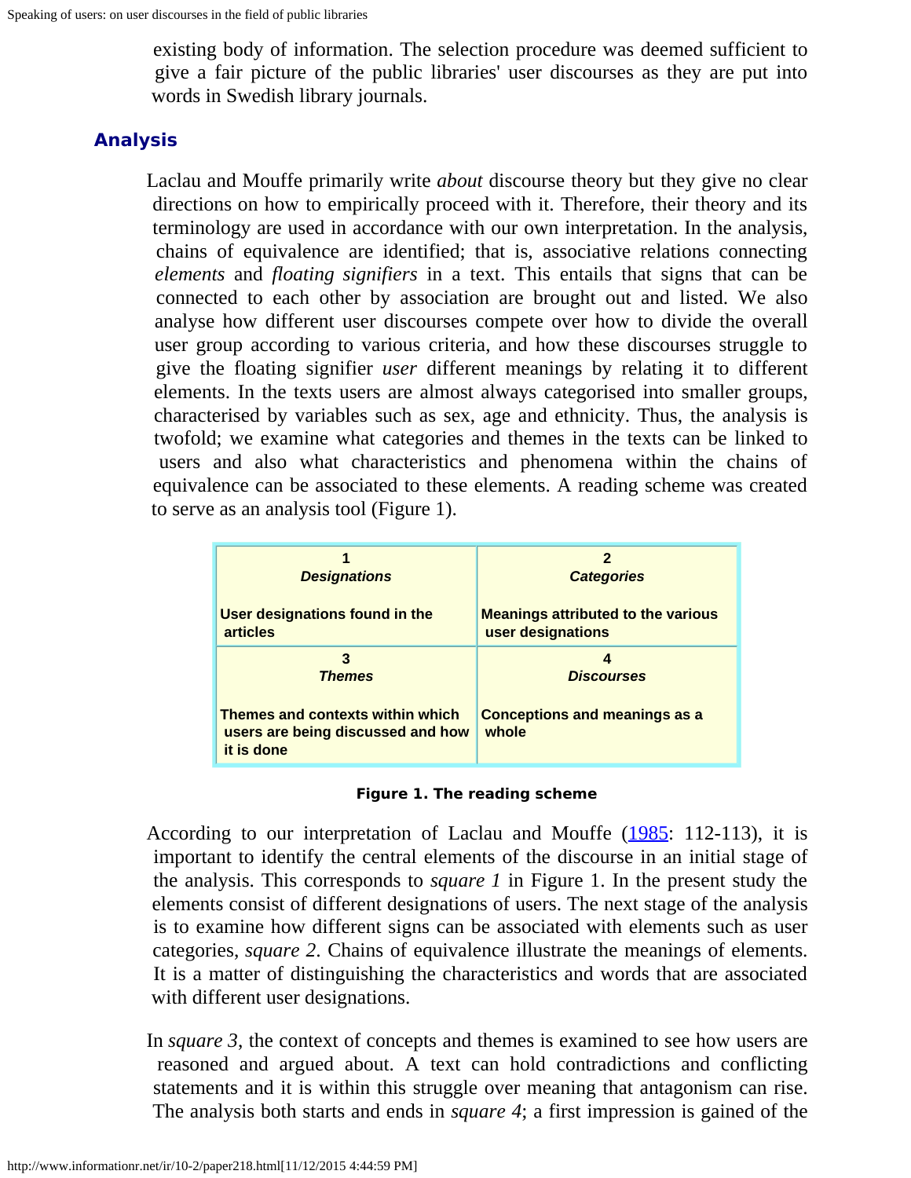existing body of information. The selection procedure was deemed sufficient to give a fair picture of the public libraries' user discourses as they are put into words in Swedish library journals.

## Analysis

Laclau and Mouffe primarily write *about* discourse theory but they give no clear directions on how to empirically proceed with it. Therefore, their theory and its terminology are used in accordance with our own interpretation. In the analysis, chains of equivalence are identified; that is, associative relations connecting *elements* and *floating signifiers* in a text. This entails that signs that can be connected to each other by association are brought out and listed. We also analyse how different user discourses compete over how to divide the overall user group according to various criteria, and how these discourses struggle to give the floating signifier *user* different meanings by relating it to different elements. In the texts users are almost always categorised into smaller groups, characterised by variables such as sex, age and ethnicity. Thus, the analysis is twofold; we examine what categories and themes in the texts can be linked to users and also what characteristics and phenomena within the chains of equivalence can be associated to these elements. A reading scheme was created to serve as an analysis tool (Figure 1).

| **1** *Designations* | **2** *Categories* |
|---|---|
| **User designations found in the articles** | **Meanings attributed to the various user designations** |
| **3** *Themes* | **4** *Discourses* |
| **Themes and contexts within which users are being discussed and how it is done** | **Conceptions and meanings as a whole** |

**Figure 1. The reading scheme**

According to our interpretation of Laclau and Mouffe (1985: 112-113), it is important to identify the central elements of the discourse in an initial stage of the analysis. This corresponds to *square 1* in Figure 1. In the present study the elements consist of different designations of users. The next stage of the analysis is to examine how different signs can be associated with elements such as user categories, *square 2*. Chains of equivalence illustrate the meanings of elements. It is a matter of distinguishing the characteristics and words that are associated with different user designations.

In *square 3*, the context of concepts and themes is examined to see how users are reasoned and argued about. A text can hold contradictions and conflicting statements and it is within this struggle over meaning that antagonism can rise. The analysis both starts and ends in *square 4*; a first impression is gained of the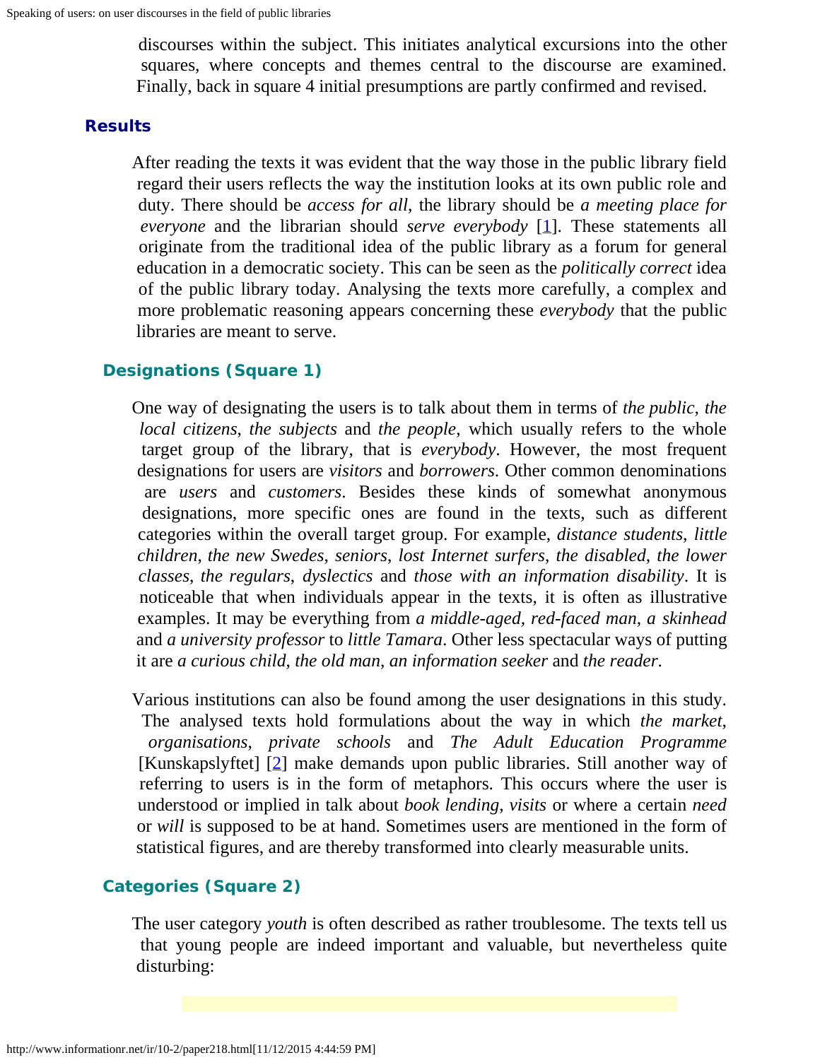discourses within the subject. This initiates analytical excursions into the other squares, where concepts and themes central to the discourse are examined. Finally, back in square 4 initial presumptions are partly confirmed and revised.

## Results

After reading the texts it was evident that the way those in the public library field regard their users reflects the way the institution looks at its own public role and duty. There should be *access for all*, the library should be *a meeting place for everyone* and the librarian should *serve everybody* [1]. These statements all originate from the traditional idea of the public library as a forum for general education in a democratic society. This can be seen as the *politically correct* idea of the public library today. Analysing the texts more carefully, a complex and more problematic reasoning appears concerning these *everybody* that the public libraries are meant to serve.

### Designations (Square 1)

One way of designating the users is to talk about them in terms of *the public*, *the local citizens*, *the subjects* and *the people*, which usually refers to the whole target group of the library, that is *everybody*. However, the most frequent designations for users are *visitors* and *borrowers*. Other common denominations are *users* and *customers*. Besides these kinds of somewhat anonymous designations, more specific ones are found in the texts, such as different categories within the overall target group. For example, *distance students*, *little children*, *the new Swedes*, *seniors*, *lost Internet surfers*, *the disabled*, *the lower classes*, *the regulars*, *dyslectics* and *those with an information disability*. It is noticeable that when individuals appear in the texts, it is often as illustrative examples. It may be everything from *a middle-aged, red-faced man*, *a skinhead* and *a university professor* to *little Tamara*. Other less spectacular ways of putting it are *a curious child*, *the old man*, *an information seeker* and *the reader*.

Various institutions can also be found among the user designations in this study. The analysed texts hold formulations about the way in which *the market*, *organisations*, *private schools* and *The Adult Education Programme* [Kunskapslyftet] [2] make demands upon public libraries. Still another way of referring to users is in the form of metaphors. This occurs where the user is understood or implied in talk about *book lending*, *visits* or where a certain *need* or *will* is supposed to be at hand. Sometimes users are mentioned in the form of statistical figures, and are thereby transformed into clearly measurable units.

### Categories (Square 2)

The user category *youth* is often described as rather troublesome. The texts tell us that young people are indeed important and valuable, but nevertheless quite disturbing: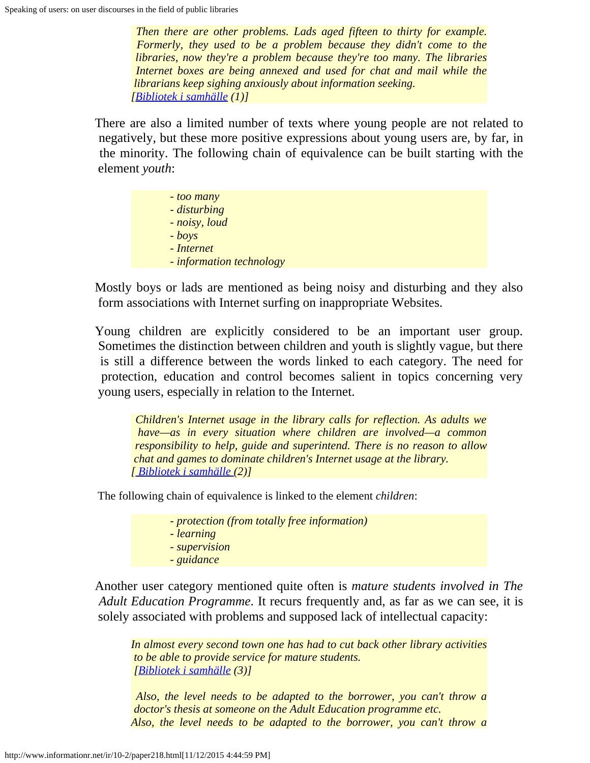> *Then there are other problems. Lads aged fifteen to thirty for example. Formerly, they used to be a problem because they didn't come to the libraries, now they're a problem because they're too many. The libraries Internet boxes are being annexed and used for chat and mail while the librarians keep sighing anxiously about information seeking.*
> *[Bibliotek i samhälle (1)]*

There are also a limited number of texts where young people are not related to negatively, but these more positive expressions about young users are, by far, in the minority. The following chain of equivalence can be built starting with the element *youth*:

> - *too many*
> - *disturbing*
> - *noisy, loud*
> - *boys*
> - *Internet*
> - *information technology*

Mostly boys or lads are mentioned as being noisy and disturbing and they also form associations with Internet surfing on inappropriate Websites.

Young children are explicitly considered to be an important user group. Sometimes the distinction between children and youth is slightly vague, but there is still a difference between the words linked to each category. The need for protection, education and control becomes salient in topics concerning very young users, especially in relation to the Internet.

> *Children's Internet usage in the library calls for reflection. As adults we have—as in every situation where children are involved—a common responsibility to help, guide and superintend. There is no reason to allow chat and games to dominate children's Internet usage at the library.*
> *[ Bibliotek i samhälle (2)]*

The following chain of equivalence is linked to the element *children*:

> - *protection (from totally free information)*
> - *learning*
> - *supervision*
> - *guidance*

Another user category mentioned quite often is *mature students involved in The Adult Education Programme*. It recurs frequently and, as far as we can see, it is solely associated with problems and supposed lack of intellectual capacity:

> *In almost every second town one has had to cut back other library activities to be able to provide service for mature students.*
> *[Bibliotek i samhälle (3)]*
>
> *Also, the level needs to be adapted to the borrower, you can't throw a doctor's thesis at someone on the Adult Education programme etc.*
> *Also, the level needs to be adapted to the borrower, you can't throw a*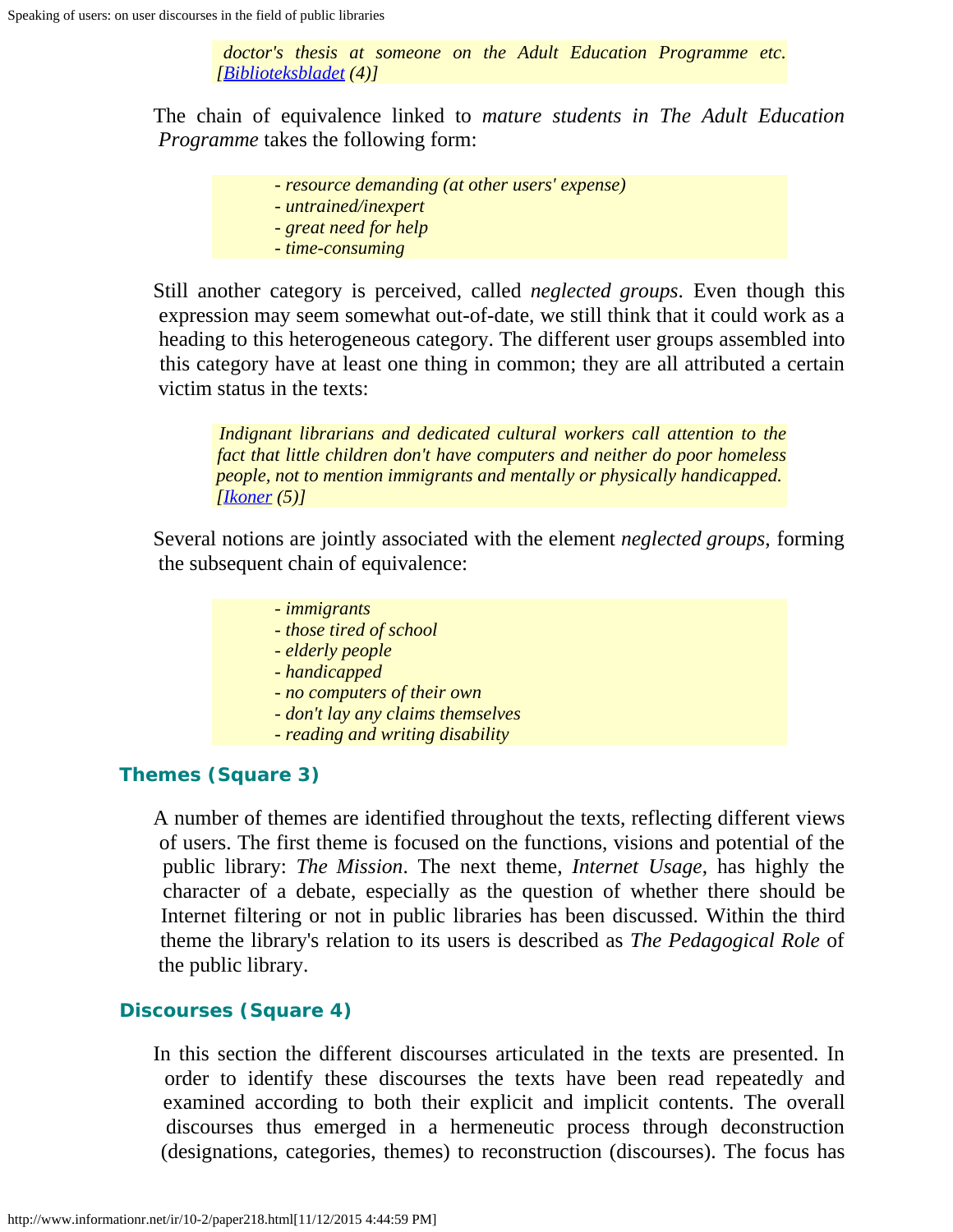*doctor's thesis at someone on the Adult Education Programme etc.* [*Biblioteksbladet* (4)]

The chain of equivalence linked to *mature students in The Adult Education Programme* takes the following form:

> - *resource demanding (at other users' expense)*
> - *untrained/inexpert*
> - *great need for help*
> - *time-consuming*

Still another category is perceived, called *neglected groups*. Even though this expression may seem somewhat out-of-date, we still think that it could work as a heading to this heterogeneous category. The different user groups assembled into this category have at least one thing in common; they are all attributed a certain victim status in the texts:

> *Indignant librarians and dedicated cultural workers call attention to the fact that little children don't have computers and neither do poor homeless people, not to mention immigrants and mentally or physically handicapped.* [*Ikoner* (5)]

Several notions are jointly associated with the element *neglected groups*, forming the subsequent chain of equivalence:

> - *immigrants*
> - *those tired of school*
> - *elderly people*
> - *handicapped*
> - *no computers of their own*
> - *don't lay any claims themselves*
> - *reading and writing disability*

### Themes (Square 3)

A number of themes are identified throughout the texts, reflecting different views of users. The first theme is focused on the functions, visions and potential of the public library: *The Mission*. The next theme, *Internet Usage*, has highly the character of a debate, especially as the question of whether there should be Internet filtering or not in public libraries has been discussed. Within the third theme the library's relation to its users is described as *The Pedagogical Role* of the public library.

### Discourses (Square 4)

In this section the different discourses articulated in the texts are presented. In order to identify these discourses the texts have been read repeatedly and examined according to both their explicit and implicit contents. The overall discourses thus emerged in a hermeneutic process through deconstruction (designations, categories, themes) to reconstruction (discourses). The focus has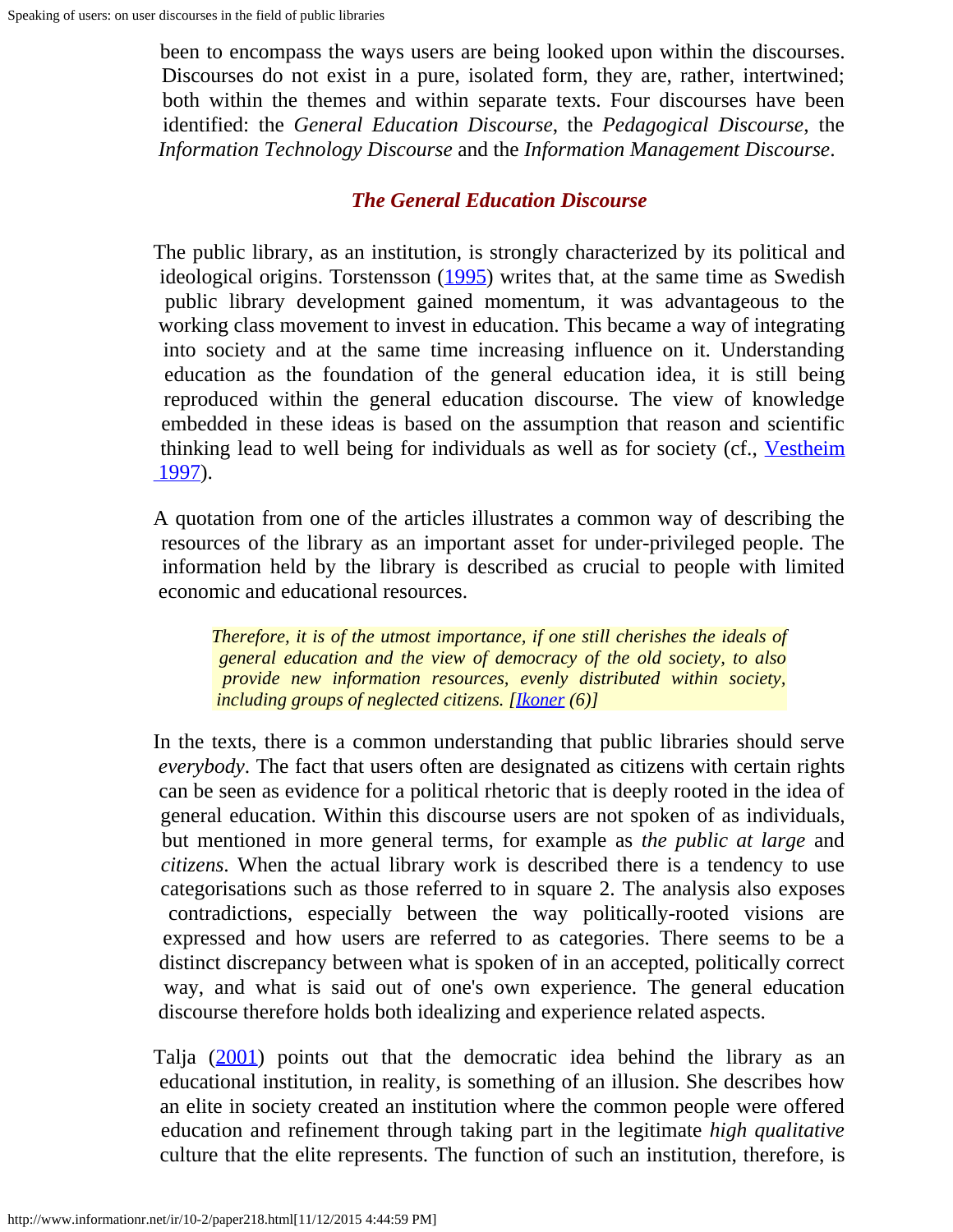been to encompass the ways users are being looked upon within the discourses. Discourses do not exist in a pure, isolated form, they are, rather, intertwined; both within the themes and within separate texts. Four discourses have been identified: the *General Education Discourse*, the *Pedagogical Discourse*, the *Information Technology Discourse* and the *Information Management Discourse*.

### *The General Education Discourse*

The public library, as an institution, is strongly characterized by its political and ideological origins. Torstensson (1995) writes that, at the same time as Swedish public library development gained momentum, it was advantageous to the working class movement to invest in education. This became a way of integrating into society and at the same time increasing influence on it. Understanding education as the foundation of the general education idea, it is still being reproduced within the general education discourse. The view of knowledge embedded in these ideas is based on the assumption that reason and scientific thinking lead to well being for individuals as well as for society (cf., Vestheim 1997).

A quotation from one of the articles illustrates a common way of describing the resources of the library as an important asset for under-privileged people. The information held by the library is described as crucial to people with limited economic and educational resources.

> *Therefore, it is of the utmost importance, if one still cherishes the ideals of general education and the view of democracy of the old society, to also provide new information resources, evenly distributed within society, including groups of neglected citizens. [Ikoner (6)]*

In the texts, there is a common understanding that public libraries should serve *everybody*. The fact that users often are designated as citizens with certain rights can be seen as evidence for a political rhetoric that is deeply rooted in the idea of general education. Within this discourse users are not spoken of as individuals, but mentioned in more general terms, for example as *the public at large* and *citizens*. When the actual library work is described there is a tendency to use categorisations such as those referred to in square 2. The analysis also exposes contradictions, especially between the way politically-rooted visions are expressed and how users are referred to as categories. There seems to be a distinct discrepancy between what is spoken of in an accepted, politically correct way, and what is said out of one's own experience. The general education discourse therefore holds both idealizing and experience related aspects.

Talja (2001) points out that the democratic idea behind the library as an educational institution, in reality, is something of an illusion. She describes how an elite in society created an institution where the common people were offered education and refinement through taking part in the legitimate *high qualitative* culture that the elite represents. The function of such an institution, therefore, is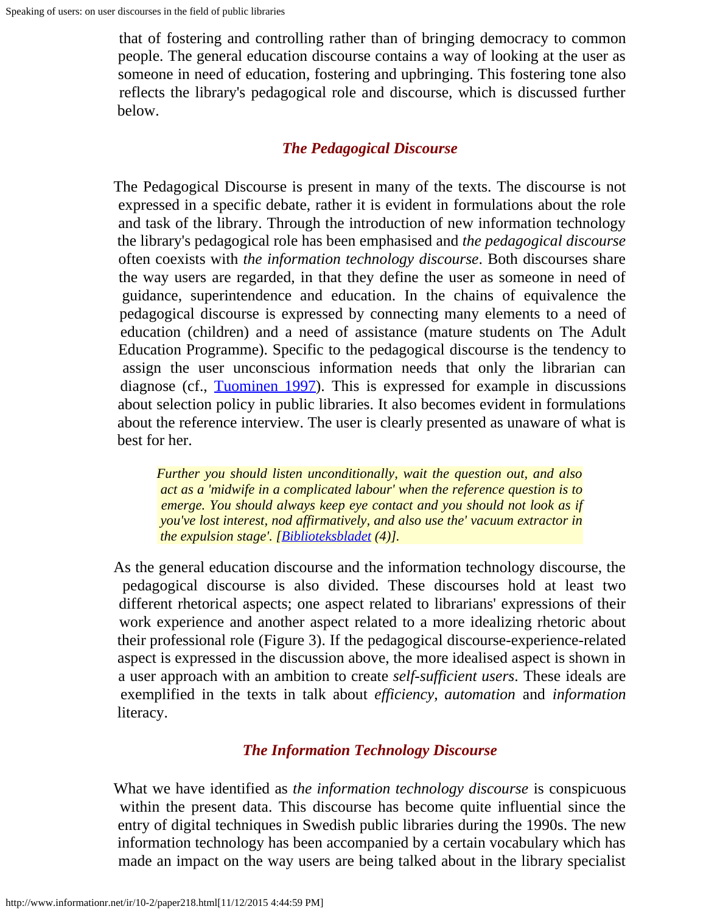that of fostering and controlling rather than of bringing democracy to common people. The general education discourse contains a way of looking at the user as someone in need of education, fostering and upbringing. This fostering tone also reflects the library's pedagogical role and discourse, which is discussed further below.

### *The Pedagogical Discourse*

The Pedagogical Discourse is present in many of the texts. The discourse is not expressed in a specific debate, rather it is evident in formulations about the role and task of the library. Through the introduction of new information technology the library's pedagogical role has been emphasised and *the pedagogical discourse* often coexists with *the information technology discourse*. Both discourses share the way users are regarded, in that they define the user as someone in need of guidance, superintendence and education. In the chains of equivalence the pedagogical discourse is expressed by connecting many elements to a need of education (children) and a need of assistance (mature students on The Adult Education Programme). Specific to the pedagogical discourse is the tendency to assign the user unconscious information needs that only the librarian can diagnose (cf., Tuominen 1997). This is expressed for example in discussions about selection policy in public libraries. It also becomes evident in formulations about the reference interview. The user is clearly presented as unaware of what is best for her.

> *Further you should listen unconditionally, wait the question out, and also act as a 'midwife in a complicated labour' when the reference question is to emerge. You should always keep eye contact and you should not look as if you've lost interest, nod affirmatively, and also use the' vacuum extractor in the expulsion stage'. [Biblioteksbladet (4)].*

As the general education discourse and the information technology discourse, the pedagogical discourse is also divided. These discourses hold at least two different rhetorical aspects; one aspect related to librarians' expressions of their work experience and another aspect related to a more idealizing rhetoric about their professional role (Figure 3). If the pedagogical discourse-experience-related aspect is expressed in the discussion above, the more idealised aspect is shown in a user approach with an ambition to create *self-sufficient users*. These ideals are exemplified in the texts in talk about *efficiency*, *automation* and *information* literacy.

### *The Information Technology Discourse*

What we have identified as *the information technology discourse* is conspicuous within the present data. This discourse has become quite influential since the entry of digital techniques in Swedish public libraries during the 1990s. The new information technology has been accompanied by a certain vocabulary which has made an impact on the way users are being talked about in the library specialist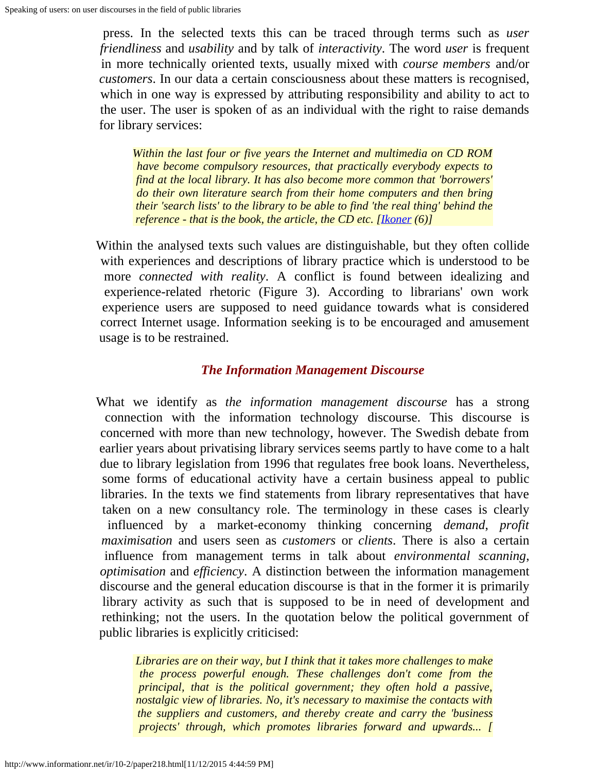press. In the selected texts this can be traced through terms such as *user friendliness* and *usability* and by talk of *interactivity*. The word *user* is frequent in more technically oriented texts, usually mixed with *course members* and/or *customers*. In our data a certain consciousness about these matters is recognised, which in one way is expressed by attributing responsibility and ability to act to the user. The user is spoken of as an individual with the right to raise demands for library services:

> *Within the last four or five years the Internet and multimedia on CD ROM have become compulsory resources, that practically everybody expects to find at the local library. It has also become more common that 'borrowers' do their own literature search from their home computers and then bring their 'search lists' to the library to be able to find 'the real thing' behind the reference - that is the book, the article, the CD etc. [Ikoner (6)]*

Within the analysed texts such values are distinguishable, but they often collide with experiences and descriptions of library practice which is understood to be more *connected with reality*. A conflict is found between idealizing and experience-related rhetoric (Figure 3). According to librarians' own work experience users are supposed to need guidance towards what is considered correct Internet usage. Information seeking is to be encouraged and amusement usage is to be restrained.

## The Information Management Discourse

What we identify as *the information management discourse* has a strong connection with the information technology discourse. This discourse is concerned with more than new technology, however. The Swedish debate from earlier years about privatising library services seems partly to have come to a halt due to library legislation from 1996 that regulates free book loans. Nevertheless, some forms of educational activity have a certain business appeal to public libraries. In the texts we find statements from library representatives that have taken on a new consultancy role. The terminology in these cases is clearly influenced by a market-economy thinking concerning *demand*, *profit maximisation* and users seen as *customers* or *clients*. There is also a certain influence from management terms in talk about *environmental scanning*, *optimisation* and *efficiency*. A distinction between the information management discourse and the general education discourse is that in the former it is primarily library activity as such that is supposed to be in need of development and rethinking; not the users. In the quotation below the political government of public libraries is explicitly criticised:

> *Libraries are on their way, but I think that it takes more challenges to make the process powerful enough. These challenges don't come from the principal, that is the political government; they often hold a passive, nostalgic view of libraries. No, it's necessary to maximise the contacts with the suppliers and customers, and thereby create and carry the 'business projects' through, which promotes libraries forward and upwards... [*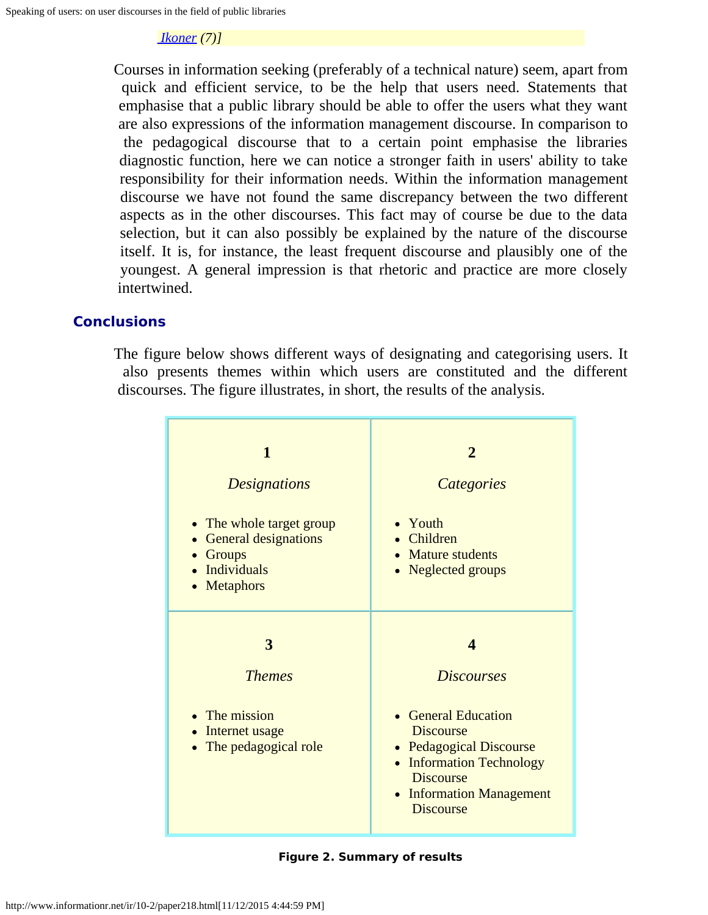[Ikoner (7)]

Courses in information seeking (preferably of a technical nature) seem, apart from quick and efficient service, to be the help that users need. Statements that emphasise that a public library should be able to offer the users what they want are also expressions of the information management discourse. In comparison to the pedagogical discourse that to a certain point emphasise the libraries diagnostic function, here we can notice a stronger faith in users' ability to take responsibility for their information needs. Within the information management discourse we have not found the same discrepancy between the two different aspects as in the other discourses. This fact may of course be due to the data selection, but it can also possibly be explained by the nature of the discourse itself. It is, for instance, the least frequent discourse and plausibly one of the youngest. A general impression is that rhetoric and practice are more closely intertwined.

## Conclusions

The figure below shows different ways of designating and categorising users. It also presents themes within which users are constituted and the different discourses. The figure illustrates, in short, the results of the analysis.

| **1** *Designations* | **2** *Categories* |
| --- | --- |
| • The whole target group<br>• General designations<br>• Groups<br>• Individuals<br>• Metaphors | • Youth<br>• Children<br>• Mature students<br>• Neglected groups |
| **3** *Themes* | **4** *Discourses* |
| • The mission<br>• Internet usage<br>• The pedagogical role | • General Education Discourse<br>• Pedagogical Discourse<br>• Information Technology Discourse<br>• Information Management Discourse |

**Figure 2. Summary of results**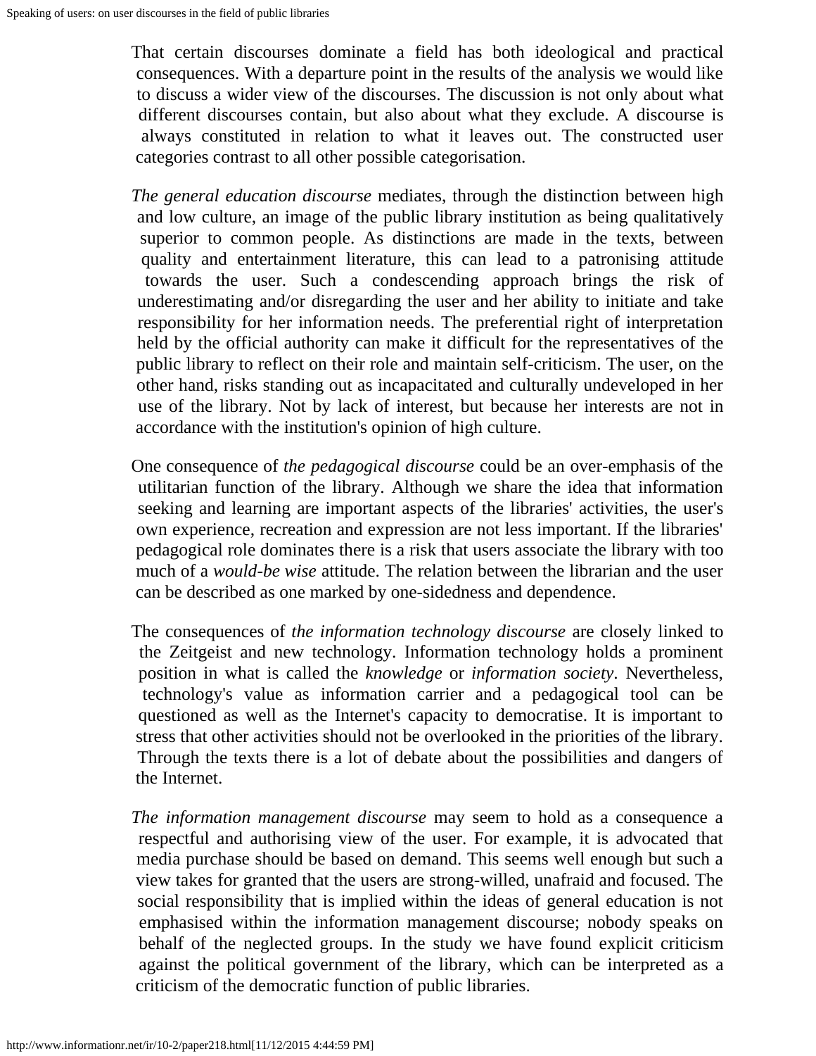That certain discourses dominate a field has both ideological and practical consequences. With a departure point in the results of the analysis we would like to discuss a wider view of the discourses. The discussion is not only about what different discourses contain, but also about what they exclude. A discourse is always constituted in relation to what it leaves out. The constructed user categories contrast to all other possible categorisation.

*The general education discourse* mediates, through the distinction between high and low culture, an image of the public library institution as being qualitatively superior to common people. As distinctions are made in the texts, between quality and entertainment literature, this can lead to a patronising attitude towards the user. Such a condescending approach brings the risk of underestimating and/or disregarding the user and her ability to initiate and take responsibility for her information needs. The preferential right of interpretation held by the official authority can make it difficult for the representatives of the public library to reflect on their role and maintain self-criticism. The user, on the other hand, risks standing out as incapacitated and culturally undeveloped in her use of the library. Not by lack of interest, but because her interests are not in accordance with the institution's opinion of high culture.

One consequence of *the pedagogical discourse* could be an over-emphasis of the utilitarian function of the library. Although we share the idea that information seeking and learning are important aspects of the libraries' activities, the user's own experience, recreation and expression are not less important. If the libraries' pedagogical role dominates there is a risk that users associate the library with too much of a *would-be wise* attitude. The relation between the librarian and the user can be described as one marked by one-sidedness and dependence.

The consequences of *the information technology discourse* are closely linked to the Zeitgeist and new technology. Information technology holds a prominent position in what is called the *knowledge* or *information society*. Nevertheless, technology's value as information carrier and a pedagogical tool can be questioned as well as the Internet's capacity to democratise. It is important to stress that other activities should not be overlooked in the priorities of the library. Through the texts there is a lot of debate about the possibilities and dangers of the Internet.

*The information management discourse* may seem to hold as a consequence a respectful and authorising view of the user. For example, it is advocated that media purchase should be based on demand. This seems well enough but such a view takes for granted that the users are strong-willed, unafraid and focused. The social responsibility that is implied within the ideas of general education is not emphasised within the information management discourse; nobody speaks on behalf of the neglected groups. In the study we have found explicit criticism against the political government of the library, which can be interpreted as a criticism of the democratic function of public libraries.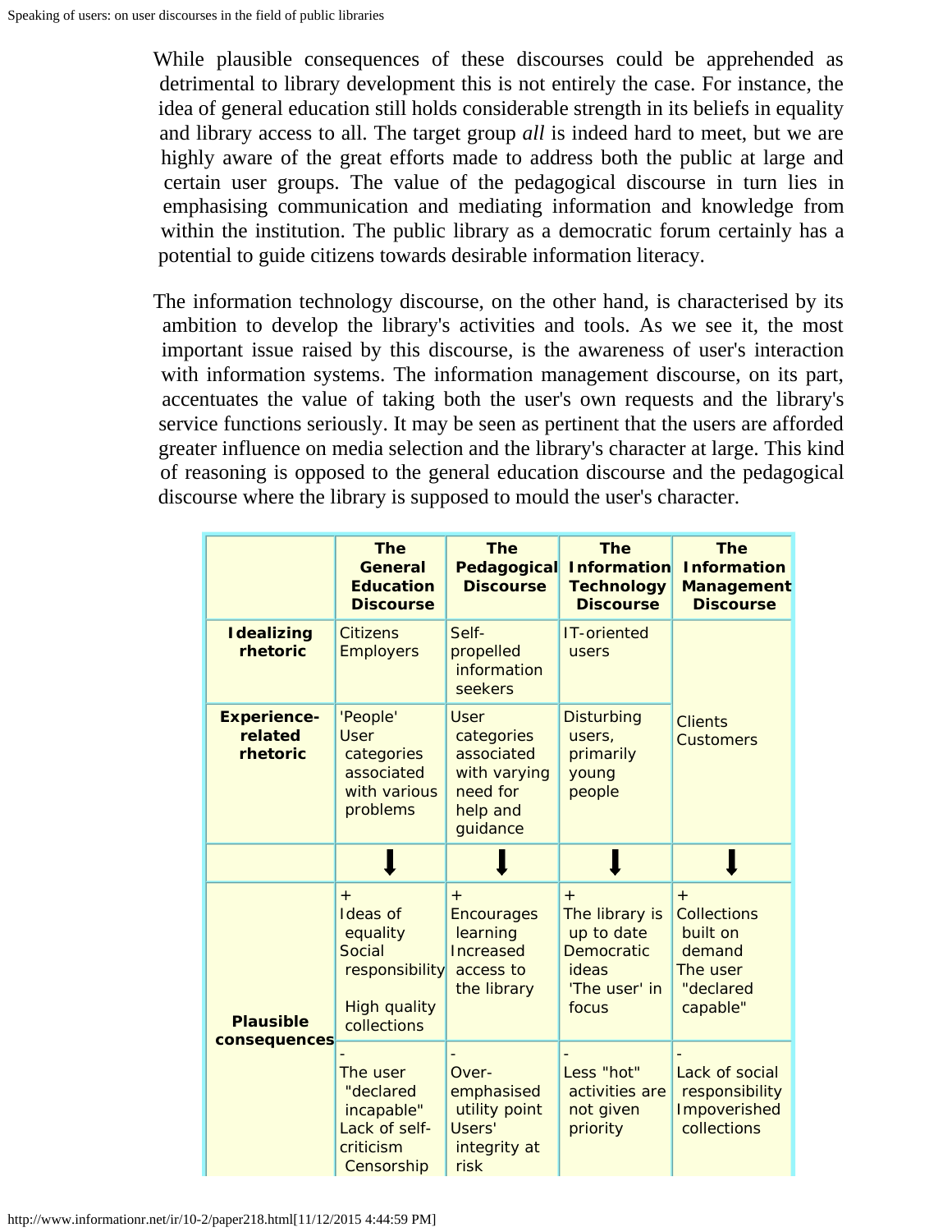While plausible consequences of these discourses could be apprehended as detrimental to library development this is not entirely the case. For instance, the idea of general education still holds considerable strength in its beliefs in equality and library access to all. The target group *all* is indeed hard to meet, but we are highly aware of the great efforts made to address both the public at large and certain user groups. The value of the pedagogical discourse in turn lies in emphasising communication and mediating information and knowledge from within the institution. The public library as a democratic forum certainly has a potential to guide citizens towards desirable information literacy.

The information technology discourse, on the other hand, is characterised by its ambition to develop the library's activities and tools. As we see it, the most important issue raised by this discourse, is the awareness of user's interaction with information systems. The information management discourse, on its part, accentuates the value of taking both the user's own requests and the library's service functions seriously. It may be seen as pertinent that the users are afforded greater influence on media selection and the library's character at large. This kind of reasoning is opposed to the general education discourse and the pedagogical discourse where the library is supposed to mould the user's character.

| | **The General Education Discourse** | **The Pedagogical Discourse** | **The Information Technology Discourse** | **The Information Management Discourse** |
|---|---|---|---|---|
| **Idealizing rhetoric** | Citizens<br>Employers | Self-propelled information seekers | IT-oriented users | Clients<br>Customers |
| **Experience-related rhetoric** | 'People'<br>User categories associated with various problems | User categories associated with varying need for help and guidance | Disturbing users, primarily young people | |
| | ⬇ | ⬇ | ⬇ | ⬇ |
| **Plausible consequences** | +<br>Ideas of equality<br>Social responsibility<br>High quality collections | +<br>Encourages learning<br>Increased access to the library | +<br>The library is up to date<br>Democratic ideas<br>'The user' in focus | +<br>Collections built on demand<br>The user "declared capable" |
| | -<br>The user "declared incapable"<br>Lack of self-criticism<br>Censorship | -<br>Over-emphasised utility point<br>Users' integrity at risk | -<br>Less "hot" activities are not given priority | -<br>Lack of social responsibility<br>Impoverished collections |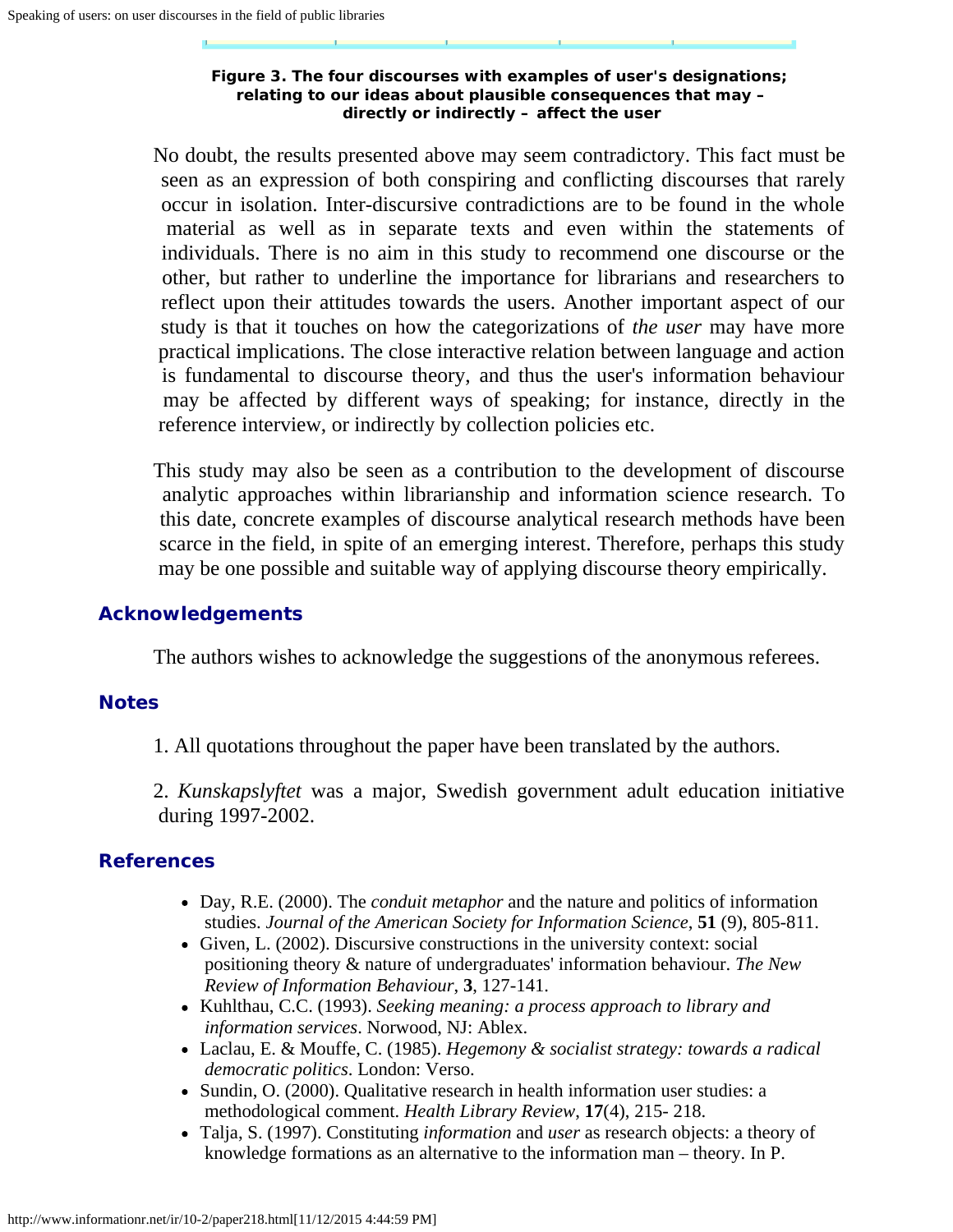**Figure 3. The four discourses with examples of user's designations; relating to our ideas about plausible consequences that may – directly or indirectly – affect the user**

No doubt, the results presented above may seem contradictory. This fact must be seen as an expression of both conspiring and conflicting discourses that rarely occur in isolation. Inter-discursive contradictions are to be found in the whole material as well as in separate texts and even within the statements of individuals. There is no aim in this study to recommend one discourse or the other, but rather to underline the importance for librarians and researchers to reflect upon their attitudes towards the users. Another important aspect of our study is that it touches on how the categorizations of *the user* may have more practical implications. The close interactive relation between language and action is fundamental to discourse theory, and thus the user's information behaviour may be affected by different ways of speaking; for instance, directly in the reference interview, or indirectly by collection policies etc.

This study may also be seen as a contribution to the development of discourse analytic approaches within librarianship and information science research. To this date, concrete examples of discourse analytical research methods have been scarce in the field, in spite of an emerging interest. Therefore, perhaps this study may be one possible and suitable way of applying discourse theory empirically.

## Acknowledgements

The authors wishes to acknowledge the suggestions of the anonymous referees.

## Notes

1. All quotations throughout the paper have been translated by the authors.

2. *Kunskapslyftet* was a major, Swedish government adult education initiative during 1997-2002.

## References

- Day, R.E. (2000). The *conduit metaphor* and the nature and politics of information studies. *Journal of the American Society for Information Science*, **51** (9), 805-811.
- Given, L. (2002). Discursive constructions in the university context: social positioning theory & nature of undergraduates' information behaviour. *The New Review of Information Behaviour*, **3**, 127-141.
- Kuhlthau, C.C. (1993). *Seeking meaning: a process approach to library and information services*. Norwood, NJ: Ablex.
- Laclau, E. & Mouffe, C. (1985). *Hegemony & socialist strategy: towards a radical democratic politics*. London: Verso.
- Sundin, O. (2000). Qualitative research in health information user studies: a methodological comment. *Health Library Review*, **17**(4), 215- 218.
- Talja, S. (1997). Constituting *information* and *user* as research objects: a theory of knowledge formations as an alternative to the information man – theory. In P.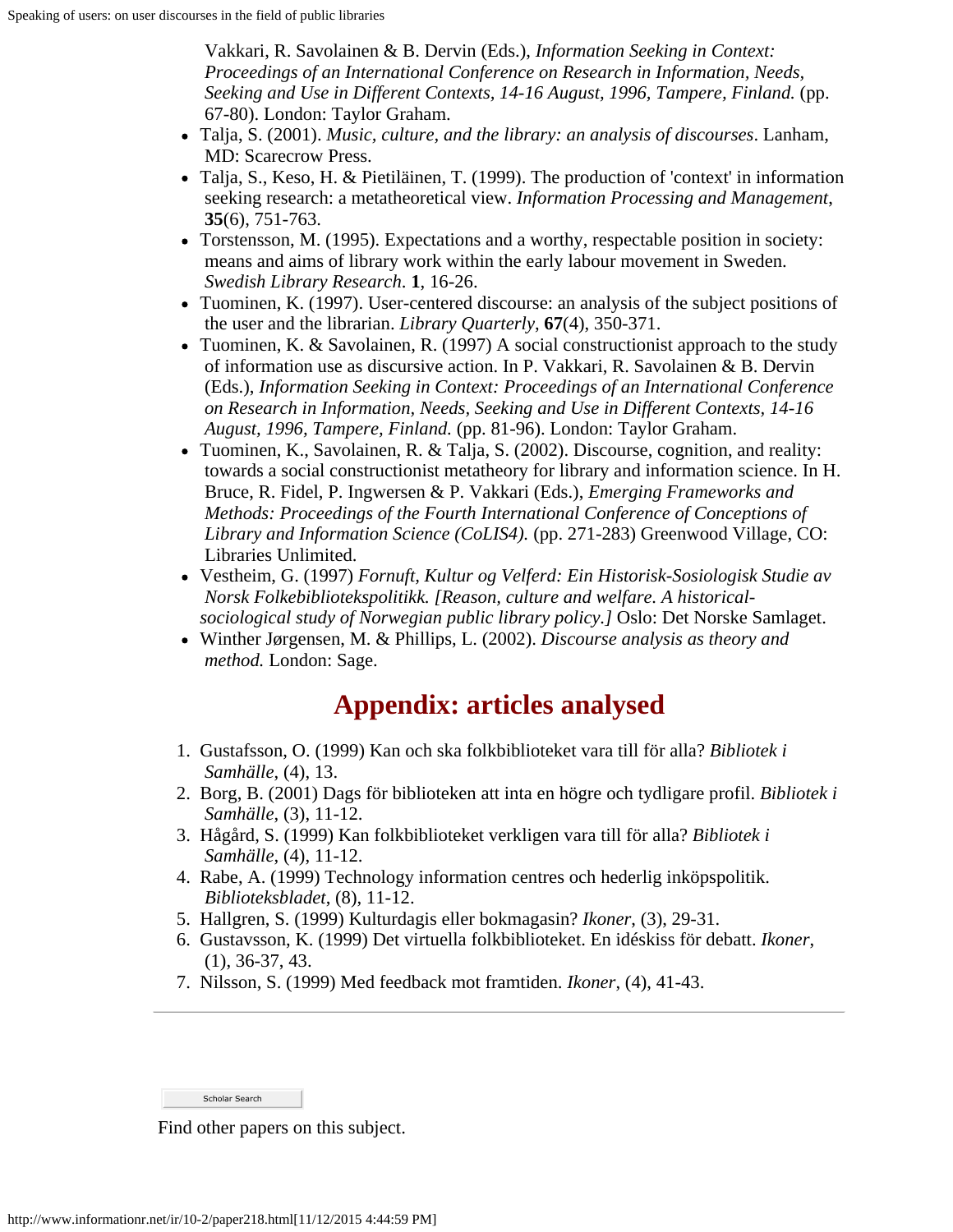Vakkari, R. Savolainen & B. Dervin (Eds.), *Information Seeking in Context: Proceedings of an International Conference on Research in Information, Needs, Seeking and Use in Different Contexts, 14-16 August, 1996, Tampere, Finland.* (pp. 67-80). London: Taylor Graham.

- Talja, S. (2001). *Music, culture, and the library: an analysis of discourses*. Lanham, MD: Scarecrow Press.
- Talja, S., Keso, H. & Pietiläinen, T. (1999). The production of 'context' in information seeking research: a metatheoretical view. *Information Processing and Management*, **35**(6), 751-763.
- Torstensson, M. (1995). Expectations and a worthy, respectable position in society: means and aims of library work within the early labour movement in Sweden. *Swedish Library Research*. **1**, 16-26.
- Tuominen, K. (1997). User-centered discourse: an analysis of the subject positions of the user and the librarian. *Library Quarterly*, **67**(4), 350-371.
- Tuominen, K. & Savolainen, R. (1997) A social constructionist approach to the study of information use as discursive action. In P. Vakkari, R. Savolainen & B. Dervin (Eds.), *Information Seeking in Context: Proceedings of an International Conference on Research in Information, Needs, Seeking and Use in Different Contexts, 14-16 August, 1996, Tampere, Finland.* (pp. 81-96). London: Taylor Graham.
- Tuominen, K., Savolainen, R. & Talja, S. (2002). Discourse, cognition, and reality: towards a social constructionist metatheory for library and information science. In H. Bruce, R. Fidel, P. Ingwersen & P. Vakkari (Eds.), *Emerging Frameworks and Methods: Proceedings of the Fourth International Conference of Conceptions of Library and Information Science (CoLIS4).* (pp. 271-283) Greenwood Village, CO: Libraries Unlimited.
- Vestheim, G. (1997) *Fornuft, Kultur og Velferd: Ein Historisk-Sosiologisk Studie av Norsk Folkebibliotekspolitikk. [Reason, culture and welfare. A historical-sociological study of Norwegian public library policy.]* Oslo: Det Norske Samlaget.
- Winther Jørgensen, M. & Phillips, L. (2002). *Discourse analysis as theory and method.* London: Sage.

## Appendix: articles analysed

1. Gustafsson, O. (1999) Kan och ska folkbiblioteket vara till för alla? *Bibliotek i Samhälle*, (4), 13.
2. Borg, B. (2001) Dags för biblioteken att inta en högre och tydligare profil. *Bibliotek i Samhälle*, (3), 11-12.
3. Hågård, S. (1999) Kan folkbiblioteket verkligen vara till för alla? *Bibliotek i Samhälle*, (4), 11-12.
4. Rabe, A. (1999) Technology information centres och hederlig inköpspolitik. *Biblioteksbladet*, (8), 11-12.
5. Hallgren, S. (1999) Kulturdagis eller bokmagasin? *Ikoner*, (3), 29-31.
6. Gustavsson, K. (1999) Det virtuella folkbiblioteket. En idéskiss för debatt. *Ikoner*, (1), 36-37, 43.
7. Nilsson, S. (1999) Med feedback mot framtiden. *Ikoner*, (4), 41-43.

---

Scholar Search

Find other papers on this subject.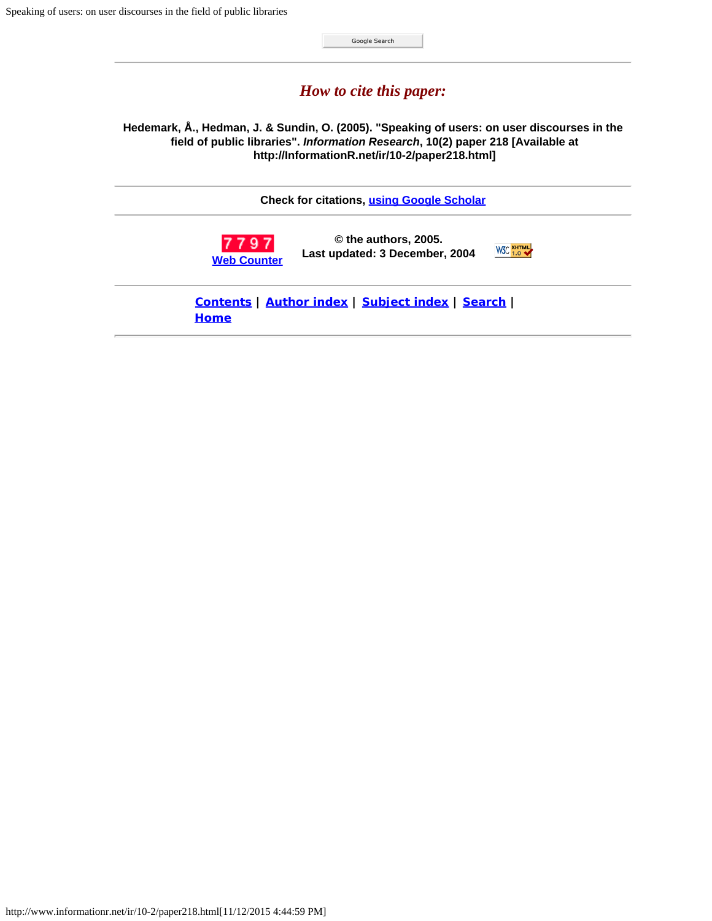Google Search

## *How to cite this paper:*

**Hedemark, Å., Hedman, J. & Sundin, O. (2005). "Speaking of users: on user discourses in the field of public libraries". *Information Research*, 10(2) paper 218 [Available at http://InformationR.net/ir/10-2/paper218.html]**

**Check for citations, using Google Scholar**

7797
Web Counter

**© the authors, 2005.**
**Last updated: 3 December, 2004**

**Contents | Author index | Subject index | Search | Home**